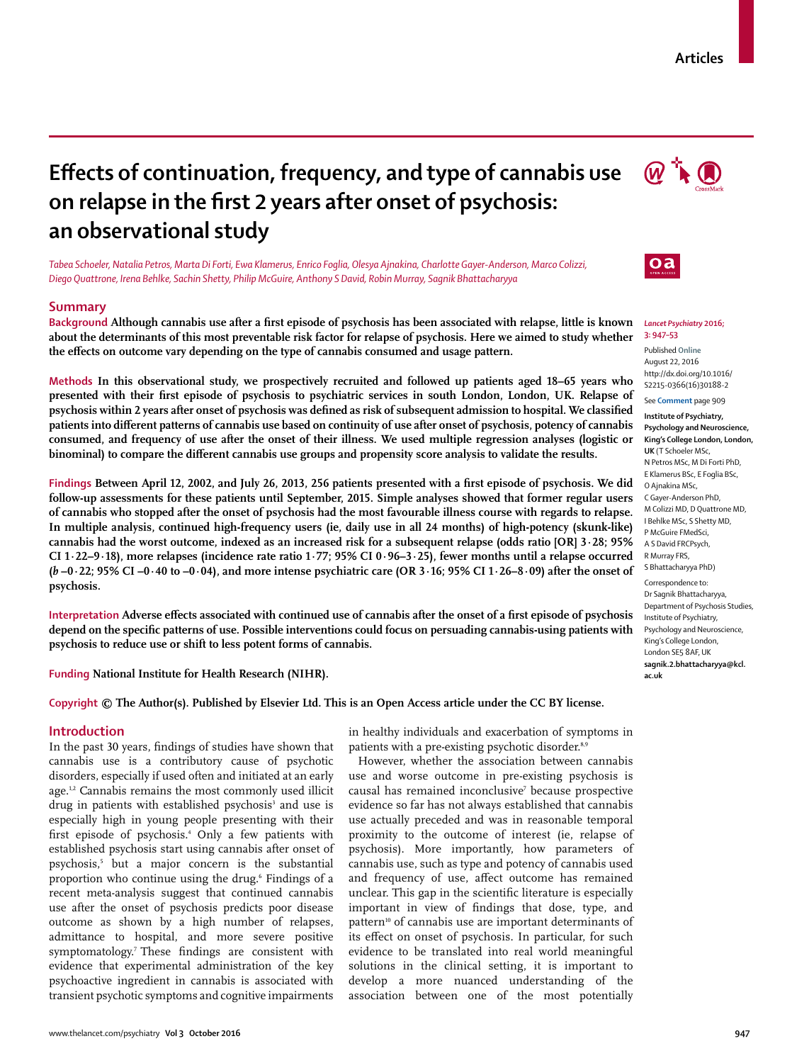# Effects of continuation, frequency, and type of cannabis use on relapse in the first 2 years after onset of psychosis: an observational study

*Tabea Schoeler, Natalia Petros, Marta Di Forti, Ewa Klamerus, Enrico Foglia, Olesya Ajnakina, Charlotte Gayer-Anderson, Marco Colizzi, Diego Quattrone, Irena Behlke, Sachin Shetty, Philip McGuire, Anthony S David, Robin Murray, Sagnik Bhattacharyya*

## Summary

**Background** Although cannabis use after a first episode of psychosis has been associated with relapse, little is known about the determinants of this most preventable risk factor for relapse of psychosis. Here we aimed to study whether the effects on outcome vary depending on the type of cannabis consumed and usage pattern.

**Methods** In this observational study, we prospectively recruited and followed up patients aged 18–65 years who presented with their first episode of psychosis to psychiatric services in south London, London, UK. Relapse of psychosis within 2 years after onset of psychosis was defined as risk of subsequent admission to hospital. We classified patients into different patterns of cannabis use based on continuity of use after onset of psychosis, potency of cannabis consumed, and frequency of use after the onset of their illness. We used multiple regression analyses (logistic or binominal) to compare the different cannabis use groups and propensity score analysis to validate the results.

**Findings** Between April 12, 2002, and July 26, 2013, 256 patients presented with a first episode of psychosis. We did follow-up assessments for these patients until September, 2015. Simple analyses showed that former regular users of cannabis who stopped after the onset of psychosis had the most favourable illness course with regards to relapse. In multiple analysis, continued high-frequency users (ie, daily use in all 24 months) of high-potency (skunk-like) cannabis had the worst outcome, indexed as an increased risk for a subsequent relapse (odds ratio [OR] 3·28; 95% CI 1·22–9·18), more relapses (incidence rate ratio 1·77; 95% CI 0·96–3·25), fewer months until a relapse occurred (*b* –0·22; 95% CI –0·40 to –0·04), and more intense psychiatric care (OR 3·16; 95% CI 1·26–8·09) after the onset of psychosis.

**Interpretation** Adverse effects associated with continued use of cannabis after the onset of a first episode of psychosis depend on the specific patterns of use. Possible interventions could focus on persuading cannabis-using patients with psychosis to reduce use or shift to less potent forms of cannabis.

**Funding** National Institute for Health Research (NIHR).

**Copyright** © The Author(s). Published by Elsevier Ltd. This is an Open Access article under the CC BY license.

*Lancet Psychiatry* 2016; 3: 947–53

Published Online August 22, 2016 http://dx.doi.org/10.1016/S2215-0366(16)30188-2

See Comment page 909

**Institute of Psychiatry, Psychology and Neuroscience, King's College London, London, UK** (T Schoeler MSc, N Petros MSc, M Di Forti PhD, E Klamerus BSc, E Foglia BSc, O Ajnakina MSc, C Gayer-Anderson PhD, M Colizzi MD, D Quattrone MD, I Behlke MSc, S Shetty MD, P McGuire FMedSci, A S David FRCPsych, R Murray FRS, S Bhattacharyya PhD)

Correspondence to: Dr Sagnik Bhattacharyya, Department of Psychosis Studies, Institute of Psychiatry, Psychology and Neuroscience, King's College London, London SE5 8AF, UK **sagnik.2.bhattacharyya@kcl.ac.uk**

## Introduction

In the past 30 years, findings of studies have shown that cannabis use is a contributory cause of psychotic disorders, especially if used often and initiated at an early age.[1,2] Cannabis remains the most commonly used illicit drug in patients with established psychosis[3] and use is especially high in young people presenting with their first episode of psychosis.[4] Only a few patients with established psychosis start using cannabis after onset of psychosis,[5] but a major concern is the substantial proportion who continue using the drug.[6] Findings of a recent meta-analysis suggest that continued cannabis use after the onset of psychosis predicts poor disease outcome as shown by a high number of relapses, admittance to hospital, and more severe positive symptomatology.[7] These findings are consistent with evidence that experimental administration of the key psychoactive ingredient in cannabis is associated with transient psychotic symptoms and cognitive impairments in healthy individuals and exacerbation of symptoms in patients with a pre-existing psychotic disorder.[8,9]

However, whether the association between cannabis use and worse outcome in pre-existing psychosis is causal has remained inconclusive[7] because prospective evidence so far has not always established that cannabis use actually preceded and was in reasonable temporal proximity to the outcome of interest (ie, relapse of psychosis). More importantly, how parameters of cannabis use, such as type and potency of cannabis used and frequency of use, affect outcome has remained unclear. This gap in the scientific literature is especially important in view of findings that dose, type, and pattern[10] of cannabis use are important determinants of its effect on onset of psychosis. In particular, for such evidence to be translated into real world meaningful solutions in the clinical setting, it is important to develop a more nuanced understanding of the association between one of the most potentially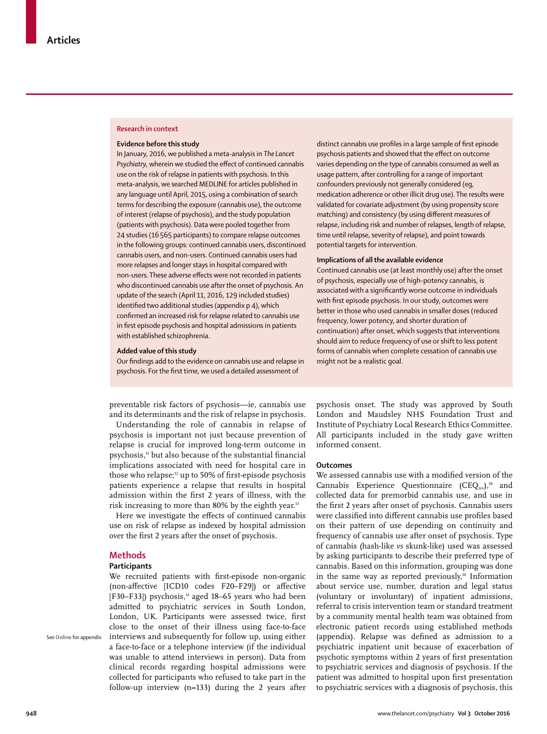## Research in context

**Evidence before this study**

In January, 2016, we published a meta-analysis in *The Lancet Psychiatry*, wherein we studied the effect of continued cannabis use on the risk of relapse in patients with psychosis. In this meta-analysis, we searched MEDLINE for articles published in any language until April, 2015, using a combination of search terms for describing the exposure (cannabis use), the outcome of interest (relapse of psychosis), and the study population (patients with psychosis). Data were pooled together from 24 studies (16 565 participants) to compare relapse outcomes in the following groups: continued cannabis users, discontinued cannabis users, and non-users. Continued cannabis users had more relapses and longer stays in hospital compared with non-users. These adverse effects were not recorded in patients who discontinued cannabis use after the onset of psychosis. An update of the search (April 11, 2016, 129 included studies) identified two additional studies (appendix p 4), which confirmed an increased risk for relapse related to cannabis use in first episode psychosis and hospital admissions in patients with established schizophrenia.

**Added value of this study**

Our findings add to the evidence on cannabis use and relapse in psychosis. For the first time, we used a detailed assessment of distinct cannabis use profiles in a large sample of first episode psychosis patients and showed that the effect on outcome varies depending on the type of cannabis consumed as well as usage pattern, after controlling for a range of important confounders previously not generally considered (eg, medication adherence or other illicit drug use). The results were validated for covariate adjustment (by using propensity score matching) and consistency (by using different measures of relapse, including risk and number of relapses, length of relapse, time until relapse, severity of relapse), and point towards potential targets for intervention.

**Implications of all the available evidence**

Continued cannabis use (at least monthly use) after the onset of psychosis, especially use of high-potency cannabis, is associated with a significantly worse outcome in individuals with first episode psychosis. In our study, outcomes were better in those who used cannabis in smaller doses (reduced frequency, lower potency, and shorter duration of continuation) after onset, which suggests that interventions should aim to reduce frequency of use or shift to less potent forms of cannabis when complete cessation of cannabis use might not be a realistic goal.

preventable risk factors of psychosis—ie, cannabis use and its determinants and the risk of relapse in psychosis.

Understanding the role of cannabis in relapse of psychosis is important not just because prevention of relapse is crucial for improved long-term outcome in psychosis,[11] but also because of the substantial financial implications associated with need for hospital care in those who relapse;[12] up to 50% of first-episode psychosis patients experience a relapse that results in hospital admission within the first 2 years of illness, with the risk increasing to more than 80% by the eighth year.[13]

Here we investigate the effects of continued cannabis use on risk of relapse as indexed by hospital admission over the first 2 years after the onset of psychosis.

## Methods

### Participants

We recruited patients with first-episode non-organic (non-affective [ICD10 codes F20–F29]) or affective [F30–F33]) psychosis,[14] aged 18–65 years who had been admitted to psychiatric services in South London, London, UK. Participants were assessed twice, first close to the onset of their illness using face-to-face interviews and subsequently for follow up, using either a face-to-face or a telephone interview (if the individual was unable to attend interviews in person). Data from clinical records regarding hospital admissions were collected for participants who refused to take part in the follow-up interview (n=133) during the 2 years after psychosis onset. The study was approved by South London and Maudsley NHS Foundation Trust and Institute of Psychiatry Local Research Ethics Committee. All participants included in the study gave written informed consent.

See Online for appendix

### Outcomes

We assessed cannabis use with a modified version of the Cannabis Experience Questionnaire ($CEQ_{mv}$),[10] and collected data for premorbid cannabis use, and use in the first 2 years after onset of psychosis. Cannabis users were classified into different cannabis use profiles based on their pattern of use depending on continuity and frequency of cannabis use after onset of psychosis. Type of cannabis (hash-like *vs* skunk-like) used was assessed by asking participants to describe their preferred type of cannabis. Based on this information, grouping was done in the same way as reported previously,[10] Information about service use, number, duration and legal status (voluntary or involuntary) of inpatient admissions, referral to crisis intervention team or standard treatment by a community mental health team was obtained from electronic patient records using established methods (appendix). Relapse was defined as admission to a psychiatric inpatient unit because of exacerbation of psychotic symptoms within 2 years of first presentation to psychiatric services and diagnosis of psychosis. If the patient was admitted to hospital upon first presentation to psychiatric services with a diagnosis of psychosis, this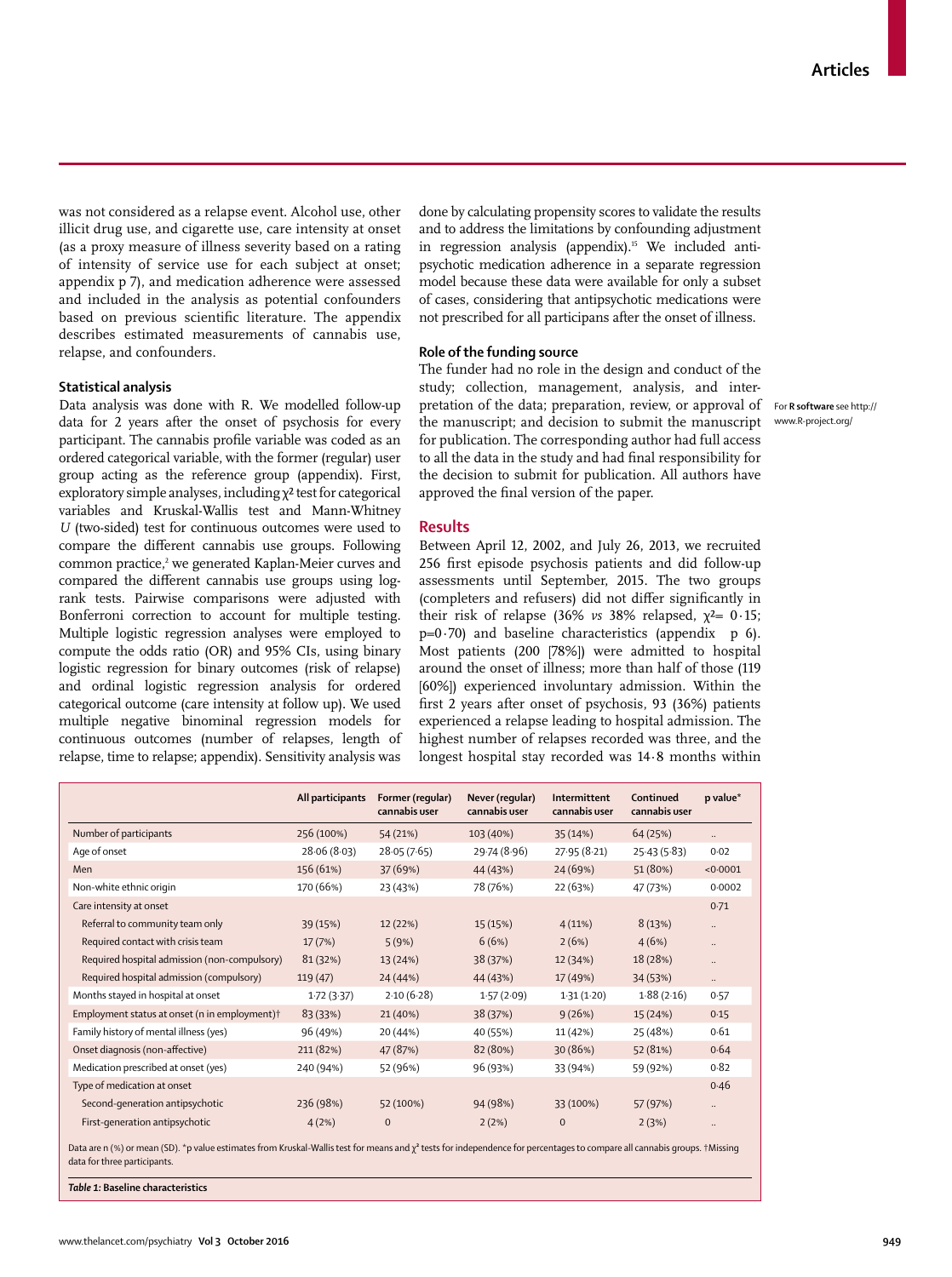was not considered as a relapse event. Alcohol use, other illicit drug use, and cigarette use, care intensity at onset (as a proxy measure of illness severity based on a rating of intensity of service use for each subject at onset; appendix p 7), and medication adherence were assessed and included in the analysis as potential confounders based on previous scientific literature. The appendix describes estimated measurements of cannabis use, relapse, and confounders.

### Statistical analysis

Data analysis was done with R. We modelled follow-up data for 2 years after the onset of psychosis for every participant. The cannabis profile variable was coded as an ordered categorical variable, with the former (regular) user group acting as the reference group (appendix). First, exploratory simple analyses, including $\chi^2$ test for categorical variables and Kruskal-Wallis test and Mann-Whitney *U* (two-sided) test for continuous outcomes were used to compare the different cannabis use groups. Following common practice,[2] we generated Kaplan-Meier curves and compared the different cannabis use groups using log-rank tests. Pairwise comparisons were adjusted with Bonferroni correction to account for multiple testing. Multiple logistic regression analyses were employed to compute the odds ratio (OR) and 95% CIs, using binary logistic regression for binary outcomes (risk of relapse) and ordinal logistic regression analysis for ordered categorical outcome (care intensity at follow up). We used multiple negative binominal regression models for continuous outcomes (number of relapses, length of relapse, time to relapse; appendix). Sensitivity analysis was done by calculating propensity scores to validate the results and to address the limitations by confounding adjustment in regression analysis (appendix).[15] We included antipsychotic medication adherence in a separate regression model because these data were available for only a subset of cases, considering that antipsychotic medications were not prescribed for all participans after the onset of illness.

### Role of the funding source

The funder had no role in the design and conduct of the study; collection, management, analysis, and interpretation of the data; preparation, review, or approval of the manuscript; and decision to submit the manuscript for publication. The corresponding author had full access to all the data in the study and had final responsibility for the decision to submit for publication. All authors have approved the final version of the paper.

For **R software** see http://www.R-project.org/

## Results

Between April 12, 2002, and July 26, 2013, we recruited 256 first episode psychosis patients and did follow-up assessments until September, 2015. The two groups (completers and refusers) did not differ significantly in their risk of relapse (36% *vs* 38% relapsed, $\chi^2$= 0·15; p=0·70) and baseline characteristics (appendix p 6). Most patients (200 [78%]) were admitted to hospital around the onset of illness; more than half of those (119 [60%]) experienced involuntary admission. Within the first 2 years after onset of psychosis, 93 (36%) patients experienced a relapse leading to hospital admission. The highest number of relapses recorded was three, and the longest hospital stay recorded was 14·8 months within

| | All participants | Former (regular) cannabis user | Never (regular) cannabis user | Intermittent cannabis user | Continued cannabis user | p value* |
|---|---|---|---|---|---|---|
| Number of participants | 256 (100%) | 54 (21%) | 103 (40%) | 35 (14%) | 64 (25%) | .. |
| Age of onset | 28·06 (8·03) | 28·05 (7·65) | 29·74 (8·96) | 27·95 (8·21) | 25·43 (5·83) | 0·02 |
| Men | 156 (61%) | 37 (69%) | 44 (43%) | 24 (69%) | 51 (80%) | <0·0001 |
| Non-white ethnic origin | 170 (66%) | 23 (43%) | 78 (76%) | 22 (63%) | 47 (73%) | 0·0002 |
| Care intensity at onset | | | | | | 0·71 |
| Referral to community team only | 39 (15%) | 12 (22%) | 15 (15%) | 4 (11%) | 8 (13%) | .. |
| Required contact with crisis team | 17 (7%) | 5 (9%) | 6 (6%) | 2 (6%) | 4 (6%) | .. |
| Required hospital admission (non-compulsory) | 81 (32%) | 13 (24%) | 38 (37%) | 12 (34%) | 18 (28%) | .. |
| Required hospital admission (compulsory) | 119 (47) | 24 (44%) | 44 (43%) | 17 (49%) | 34 (53%) | .. |
| Months stayed in hospital at onset | 1·72 (3·37) | 2·10 (6·28) | 1·57 (2·09) | 1·31 (1·20) | 1·88 (2·16) | 0·57 |
| Employment status at onset (n in employment)† | 83 (33%) | 21 (40%) | 38 (37%) | 9 (26%) | 15 (24%) | 0·15 |
| Family history of mental illness (yes) | 96 (49%) | 20 (44%) | 40 (55%) | 11 (42%) | 25 (48%) | 0·61 |
| Onset diagnosis (non-affective) | 211 (82%) | 47 (87%) | 82 (80%) | 30 (86%) | 52 (81%) | 0·64 |
| Medication prescribed at onset (yes) | 240 (94%) | 52 (96%) | 96 (93%) | 33 (94%) | 59 (92%) | 0·82 |
| Type of medication at onset | | | | | | 0·46 |
| Second-generation antipsychotic | 236 (98%) | 52 (100%) | 94 (98%) | 33 (100%) | 57 (97%) | .. |
| First-generation antipsychotic | 4 (2%) | 0 | 2 (2%) | 0 | 2 (3%) | .. |

Data are n (%) or mean (SD). *p value estimates from Kruskal-Wallis test for means and $\chi^2$ tests for independence for percentages to compare all cannabis groups. †Missing data for three participants.

*Table 1:* **Baseline characteristics**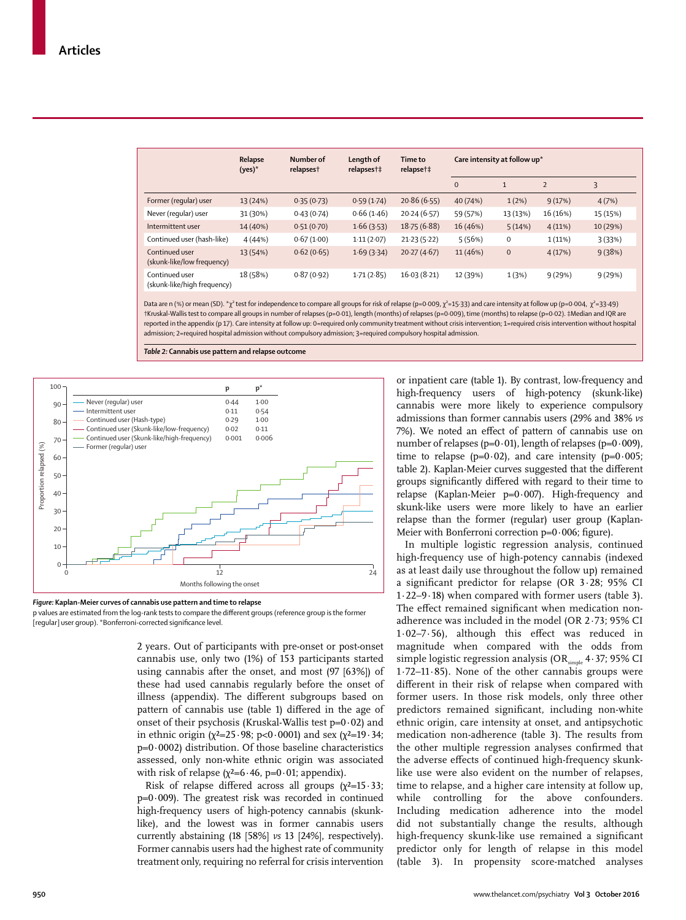| | Relapse (yes)* | Number of relapses† | Length of relapses†‡ | Time to relapse†‡ | Care intensity at follow up* | | | |
|---|---|---|---|---|---|---|---|---|
| | | | | | 0 | 1 | 2 | 3 |
| Former (regular) user | 13 (24%) | 0·35 (0·73) | 0·59 (1·74) | 20·86 (6·55) | 40 (74%) | 1 (2%) | 9 (17%) | 4 (7%) |
| Never (regular) user | 31 (30%) | 0·43 (0·74) | 0·66 (1·46) | 20·24 (6·57) | 59 (57%) | 13 (13%) | 16 (16%) | 15 (15%) |
| Intermittent user | 14 (40%) | 0·51 (0·70) | 1·66 (3·53) | 18·75 (6·88) | 16 (46%) | 5 (14%) | 4 (11%) | 10 (29%) |
| Continued user (hash-like) | 4 (44%) | 0·67 (1·00) | 1·11 (2·07) | 21·23 (5·22) | 5 (56%) | 0 | 1 (11%) | 3 (33%) |
| Continued user (skunk-like/low frequency) | 13 (54%) | 0·62 (0·65) | 1·69 (3·34) | 20·27 (4·67) | 11 (46%) | 0 | 4 (17%) | 9 (38%) |
| Continued user (skunk-like/high frequency) | 18 (58%) | 0·87 (0·92) | 1·71 (2·85) | 16·03 (8·21) | 12 (39%) | 1 (3%) | 9 (29%) | 9 (29%) |

Data are n (%) or mean (SD). *$\chi^2$ test for independence to compare all groups for risk of relapse (p=0·009, $\chi^2$=15·33) and care intensity at follow up (p=0·004, $\chi^2$=33·49) †Kruskal-Wallis test to compare all groups in number of relapses (p=0·01), length (months) of relapses (p=0·009), time (months) to relapse (p=0·02). ‡Median and IQR are reported in the appendix (p 17). Care intensity at follow up: 0=required only community treatment without crisis intervention; 1=required crisis intervention without hospital admission; 2=required hospital admission without compulsory admission; 3=required compulsory hospital admission.

*Table 2:* **Cannabis use pattern and relapse outcome**

| | p | p* |
|---|---|---|
| Never (regular) user | 0·44 | 1·00 |
| Intermittent user | 0·11 | 0·54 |
| Continued user (Hash-type) | 0·29 | 1·00 |
| Continued user (Skunk-like/low-frequency) | 0·02 | 0·11 |
| Continued user (Skunk-like/high-frequency) | 0·001 | 0·006 |
| Former (regular) user | | |

*Figure:* **Kaplan-Meier curves of cannabis use pattern and time to relapse**
p values are estimated from the log-rank tests to compare the different groups (reference group is the former [regular] user group). *Bonferroni-corrected significance level.

2 years. Out of participants with pre-onset or post-onset cannabis use, only two (1%) of 153 participants started using cannabis after the onset, and most (97 [63%]) of these had used cannabis regularly before the onset of illness (appendix). The different subgroups based on pattern of cannabis use (table 1) differed in the age of onset of their psychosis (Kruskal-Wallis test p=0·02) and in ethnic origin ($\chi^2$=25·98; p<0·0001) and sex ($\chi^2$=19·34; p=0·0002) distribution. Of those baseline characteristics assessed, only non-white ethnic origin was associated with risk of relapse ($\chi^2$=6·46, p=0·01; appendix).

Risk of relapse differed across all groups ($\chi^2$=15·33; p=0·009). The greatest risk was recorded in continued high-frequency users of high-potency cannabis (skunk-like), and the lowest was in former cannabis users currently abstaining (18 [58%] *vs* 13 [24%], respectively). Former cannabis users had the highest rate of community treatment only, requiring no referral for crisis intervention or inpatient care (table 1). By contrast, low-frequency and high-frequency users of high-potency (skunk-like) cannabis were more likely to experience compulsory admissions than former cannabis users (29% and 38% *vs* 7%). We noted an effect of pattern of cannabis use on number of relapses (p=0·01), length of relapses (p=0·009), time to relapse (p=0·02), and care intensity (p=0·005; table 2). Kaplan-Meier curves suggested that the different groups significantly differed with regard to their time to relapse (Kaplan-Meier p=0·007). High-frequency and skunk-like users were more likely to have an earlier relapse than the former (regular) user group (Kaplan-Meier with Bonferroni correction p=0·006; figure).

In multiple logistic regression analysis, continued high-frequency use of high-potency cannabis (indexed as at least daily use throughout the follow up) remained a significant predictor for relapse (OR 3·28; 95% CI 1·22–9·18) when compared with former users (table 3). The effect remained significant when medication non-adherence was included in the model (OR 2·73; 95% CI 1·02–7·56), although this effect was reduced in magnitude when compared with the odds from simple logistic regression analysis ($OR_{simple}$ 4·37; 95% CI 1·72–11·85). None of the other cannabis groups were different in their risk of relapse when compared with former users. In those risk models, only three other predictors remained significant, including non-white ethnic origin, care intensity at onset, and antipsychotic medication non-adherence (table 3). The results from the other multiple regression analyses confirmed that the adverse effects of continued high-frequency skunk-like use were also evident on the number of relapses, time to relapse, and a higher care intensity at follow up, while controlling for the above confounders. Including medication adherence into the model did not substantially change the results, although high-frequency skunk-like use remained a significant predictor only for length of relapse in this model (table 3). In propensity score-matched analyses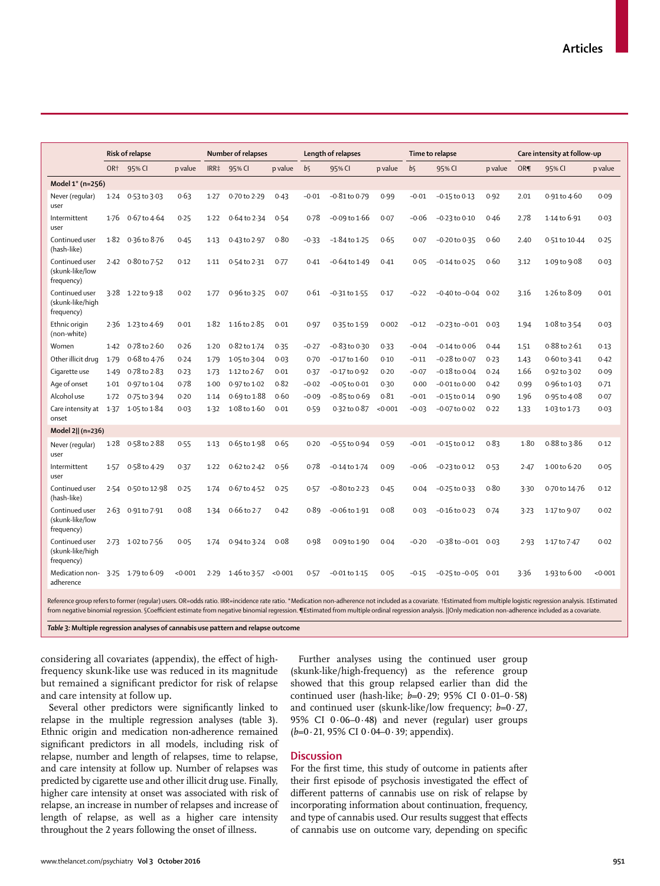| | Risk of relapse | | | Number of relapses | | | Length of relapses | | | Time to relapse | | | Care intensity at follow-up | | |
|---|---|---|---|---|---|---|---|---|---|---|---|---|---|---|---|
| | OR† | 95% CI | p value | IRR‡ | 95% CI | p value | b§ | 95% CI | p value | b§ | 95% CI | p value | OR¶ | 95% CI | p value |
| **Model 1* (n=256)** | | | | | | | | | | | | | | | |
| Never (regular) user | 1·24 | 0·53 to 3·03 | 0·63 | 1·27 | 0·70 to 2·29 | 0·43 | −0·01 | −0·81 to 0·79 | 0·99 | −0·01 | −0·15 to 0·13 | 0·92 | 2·01 | 0·91 to 4·60 | 0·09 |
| Intermittent user | 1·76 | 0·67 to 4·64 | 0·25 | 1·22 | 0·64 to 2·34 | 0·54 | 0·78 | −0·09 to 1·66 | 0·07 | −0·06 | −0·23 to 0·10 | 0·46 | 2·78 | 1·14 to 6·91 | 0·03 |
| Continued user (hash-like) | 1·82 | 0·36 to 8·76 | 0·45 | 1·13 | 0·43 to 2·97 | 0·80 | −0·33 | −1·84 to 1·25 | 0·65 | 0·07 | −0·20 to 0·35 | 0·60 | 2·40 | 0·51 to 10·44 | 0·25 |
| Continued user (skunk-like/low frequency) | 2·42 | 0·80 to 7·52 | 0·12 | 1·11 | 0·54 to 2·31 | 0·77 | 0·41 | −0·64 to 1·49 | 0·41 | 0·05 | −0·14 to 0·25 | 0·60 | 3·12 | 1·09 to 9·08 | 0·03 |
| Continued user (skunk-like/high frequency) | 3·28 | 1·22 to 9·18 | 0·02 | 1·77 | 0·96 to 3·25 | 0·07 | 0·61 | −0·31 to 1·55 | 0·17 | −0·22 | −0·40 to −0·04 | 0·02 | 3·16 | 1·26 to 8·09 | 0·01 |
| Ethnic origin (non-white) | 2·36 | 1·23 to 4·69 | 0·01 | 1·82 | 1·16 to 2·85 | 0·01 | 0·97 | 0·35 to 1·59 | 0·002 | −0·12 | −0·23 to −0·01 | 0·03 | 1·94 | 1·08 to 3·54 | 0·03 |
| Women | 1·42 | 0·78 to 2·60 | 0·26 | 1·20 | 0·82 to 1·74 | 0·35 | −0·27 | −0·83 to 0·30 | 0·33 | −0·04 | −0·14 to 0·06 | 0·44 | 1·51 | 0·88 to 2·61 | 0·13 |
| Other illicit drug | 1·79 | 0·68 to 4·76 | 0·24 | 1·79 | 1·05 to 3·04 | 0·03 | 0·70 | −0·17 to 1·60 | 0·10 | −0·11 | −0·28 to 0·07 | 0·23 | 1·43 | 0·60 to 3·41 | 0·42 |
| Cigarette use | 1·49 | 0·78 to 2·83 | 0·23 | 1·73 | 1·12 to 2·67 | 0·01 | 0·37 | −0·17 to 0·92 | 0·20 | −0·07 | −0·18 to 0·04 | 0·24 | 1·66 | 0·92 to 3·02 | 0·09 |
| Age of onset | 1·01 | 0·97 to 1·04 | 0·78 | 1·00 | 0·97 to 1·02 | 0·82 | −0·02 | −0·05 to 0·01 | 0·30 | 0·00 | −0·01 to 0·00 | 0·42 | 0·99 | 0·96 to 1·03 | 0·71 |
| Alcohol use | 1·72 | 0·75 to 3·94 | 0·20 | 1·14 | 0·69 to 1·88 | 0·60 | −0·09 | −0·85 to 0·69 | 0·81 | −0·01 | −0·15 to 0·14 | 0·90 | 1·96 | 0·95 to 4·08 | 0·07 |
| Care intensity at onset | 1·37 | 1·05 to 1·84 | 0·03 | 1·32 | 1·08 to 1·60 | 0·01 | 0·59 | 0·32 to 0·87 | <0·001 | −0·03 | −0·07 to 0·02 | 0·22 | 1·33 | 1·03 to 1·73 | 0·03 |
| **Model 2‖ (n=236)** | | | | | | | | | | | | | | | |
| Never (regular) user | 1·28 | 0·58 to 2·88 | 0·55 | 1·13 | 0·65 to 1·98 | 0·65 | 0·20 | −0·55 to 0·94 | 0·59 | −0·01 | −0·15 to 0·12 | 0·83 | 1·80 | 0·88 to 3·86 | 0·12 |
| Intermittent user | 1·57 | 0·58 to 4·29 | 0·37 | 1·22 | 0·62 to 2·42 | 0·56 | 0·78 | −0·14 to 1·74 | 0·09 | −0·06 | −0·23 to 0·12 | 0·53 | 2·47 | 1·00 to 6·20 | 0·05 |
| Continued user (hash-like) | 2·54 | 0·50 to 12·98 | 0·25 | 1·74 | 0·67 to 4·52 | 0·25 | 0·57 | −0·80 to 2·23 | 0·45 | 0·04 | −0·25 to 0·33 | 0·80 | 3·30 | 0·70 to 14·76 | 0·12 |
| Continued user (skunk-like/low frequency) | 2·63 | 0·91 to 7·91 | 0·08 | 1·34 | 0·66 to 2·7 | 0·42 | 0·89 | −0·06 to 1·91 | 0·08 | 0·03 | −0·16 to 0·23 | 0·74 | 3·23 | 1·17 to 9·07 | 0·02 |
| Continued user (skunk-like/high frequency) | 2·73 | 1·02 to 7·56 | 0·05 | 1·74 | 0·94 to 3·24 | 0·08 | 0·98 | 0·09 to 1·90 | 0·04 | −0·20 | −0·38 to −0·01 | 0·03 | 2·93 | 1·17 to 7·47 | 0·02 |
| Medication non-adherence | 3·25 | 1·79 to 6·09 | <0·001 | 2·29 | 1·46 to 3·57 | <0·001 | 0·57 | −0·01 to 1·15 | 0·05 | −0·15 | −0·25 to −0·05 | 0·01 | 3·36 | 1·93 to 6·00 | <0·001 |

Reference group refers to former (regular) users. OR=odds ratio. IRR=incidence rate ratio. *Medication non-adherence not included as a covariate. †Estimated from multiple logistic regression analysis. ‡Estimated from negative binomial regression. §Coefficient estimate from negative binomial regression. ¶Estimated from multiple ordinal regression analysis. ‖Only medication non-adherence included as a covariate.

***Table 3:* Multiple regression analyses of cannabis use pattern and relapse outcome**

considering all covariates (appendix), the effect of high-frequency skunk-like use was reduced in its magnitude but remained a significant predictor for risk of relapse and care intensity at follow up.

Several other predictors were significantly linked to relapse in the multiple regression analyses (table 3). Ethnic origin and medication non-adherence remained significant predictors in all models, including risk of relapse, number and length of relapses, time to relapse, and care intensity at follow up. Number of relapses was predicted by cigarette use and other illicit drug use. Finally, higher care intensity at onset was associated with risk of relapse, an increase in number of relapses and increase of length of relapse, as well as a higher care intensity throughout the 2 years following the onset of illness.

Further analyses using the continued user group (skunk-like/high-frequency) as the reference group showed that this group relapsed earlier than did the continued user (hash-like; $b=0·29$; 95% CI 0·01–0·58) and continued user (skunk-like/low frequency; $b=0·27$, 95% CI 0·06–0·48) and never (regular) user groups ($b=0·21$, 95% CI 0·04–0·39; appendix).

## Discussion

For the first time, this study of outcome in patients after their first episode of psychosis investigated the effect of different patterns of cannabis use on risk of relapse by incorporating information about continuation, frequency, and type of cannabis used. Our results suggest that effects of cannabis use on outcome vary, depending on specific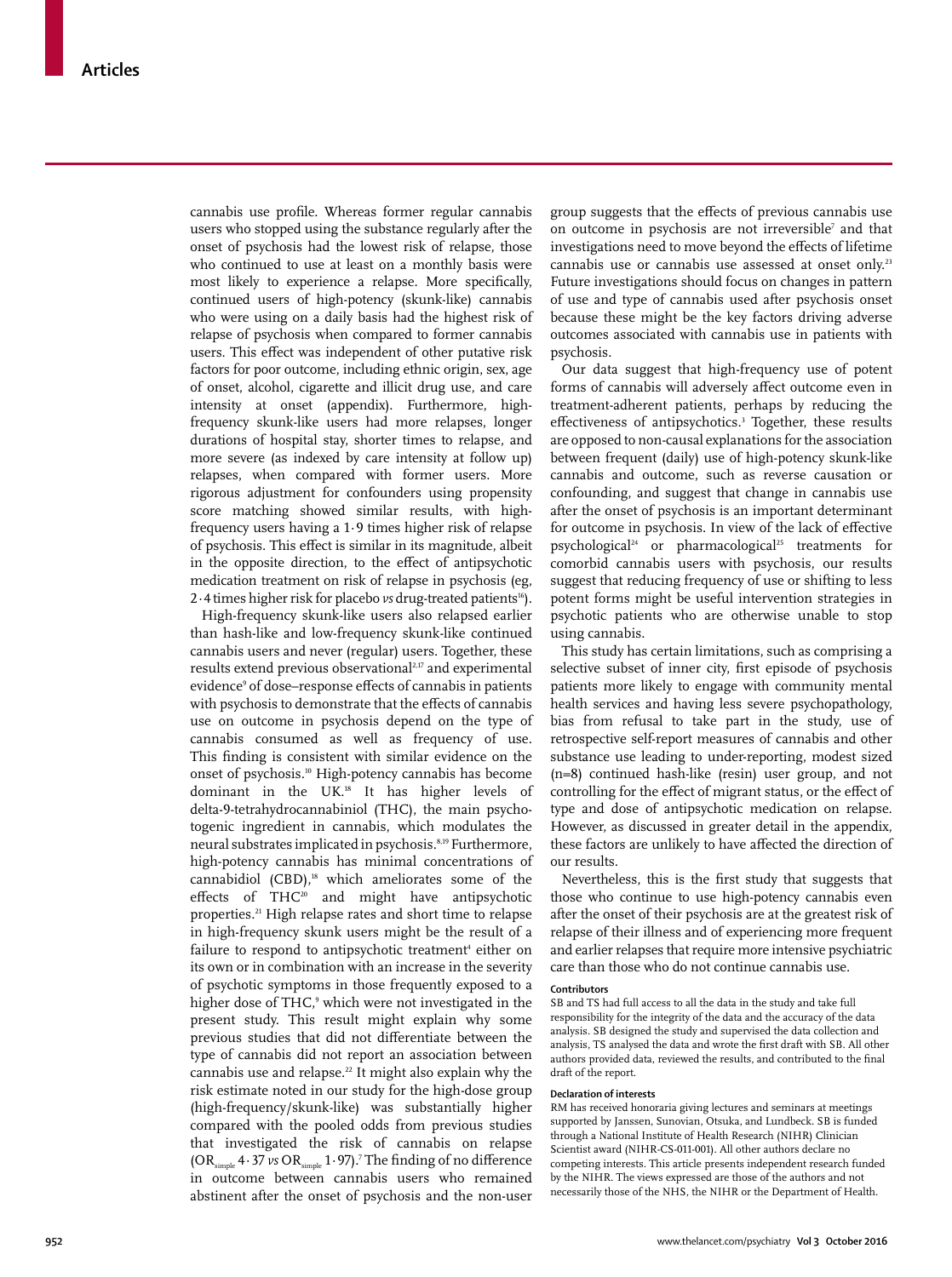cannabis use profile. Whereas former regular cannabis users who stopped using the substance regularly after the onset of psychosis had the lowest risk of relapse, those who continued to use at least on a monthly basis were most likely to experience a relapse. More specifically, continued users of high-potency (skunk-like) cannabis who were using on a daily basis had the highest risk of relapse of psychosis when compared to former cannabis users. This effect was independent of other putative risk factors for poor outcome, including ethnic origin, sex, age of onset, alcohol, cigarette and illicit drug use, and care intensity at onset (appendix). Furthermore, high-frequency skunk-like users had more relapses, longer durations of hospital stay, shorter times to relapse, and more severe (as indexed by care intensity at follow up) relapses, when compared with former users. More rigorous adjustment for confounders using propensity score matching showed similar results, with high-frequency users having a 1·9 times higher risk of relapse of psychosis. This effect is similar in its magnitude, albeit in the opposite direction, to the effect of antipsychotic medication treatment on risk of relapse in psychosis (eg, 2·4 times higher risk for placebo *vs* drug-treated patients[16]).

High-frequency skunk-like users also relapsed earlier than hash-like and low-frequency skunk-like continued cannabis users and never (regular) users. Together, these results extend previous observational[2,17] and experimental evidence[9] of dose–response effects of cannabis in patients with psychosis to demonstrate that the effects of cannabis use on outcome in psychosis depend on the type of cannabis consumed as well as frequency of use. This finding is consistent with similar evidence on the onset of psychosis.[10] High-potency cannabis has become dominant in the UK.[18] It has higher levels of delta-9-tetrahydrocannabiniol (THC), the main psychotogenic ingredient in cannabis, which modulates the neural substrates implicated in psychosis.[8,19] Furthermore, high-potency cannabis has minimal concentrations of cannabidiol (CBD),[18] which ameliorates some of the effects of THC[20] and might have antipsychotic properties.[21] High relapse rates and short time to relapse in high-frequency skunk users might be the result of a failure to respond to antipsychotic treatment[4] either on its own or in combination with an increase in the severity of psychotic symptoms in those frequently exposed to a higher dose of THC,[9] which were not investigated in the present study. This result might explain why some previous studies that did not differentiate between the type of cannabis did not report an association between cannabis use and relapse.[22] It might also explain why the risk estimate noted in our study for the high-dose group (high-frequency/skunk-like) was substantially higher compared with the pooled odds from previous studies that investigated the risk of cannabis on relapse ($OR_{simple}$ 4·37 *vs* $OR_{simple}$ 1·97).[7] The finding of no difference in outcome between cannabis users who remained abstinent after the onset of psychosis and the non-user group suggests that the effects of previous cannabis use on outcome in psychosis are not irreversible[7] and that investigations need to move beyond the effects of lifetime cannabis use or cannabis use assessed at onset only.[23] Future investigations should focus on changes in pattern of use and type of cannabis used after psychosis onset because these might be the key factors driving adverse outcomes associated with cannabis use in patients with psychosis.

Our data suggest that high-frequency use of potent forms of cannabis will adversely affect outcome even in treatment-adherent patients, perhaps by reducing the effectiveness of antipsychotics.[3] Together, these results are opposed to non-causal explanations for the association between frequent (daily) use of high-potency skunk-like cannabis and outcome, such as reverse causation or confounding, and suggest that change in cannabis use after the onset of psychosis is an important determinant for outcome in psychosis. In view of the lack of effective psychological[24] or pharmacological[25] treatments for comorbid cannabis users with psychosis, our results suggest that reducing frequency of use or shifting to less potent forms might be useful intervention strategies in psychotic patients who are otherwise unable to stop using cannabis.

This study has certain limitations, such as comprising a selective subset of inner city, first episode of psychosis patients more likely to engage with community mental health services and having less severe psychopathology, bias from refusal to take part in the study, use of retrospective self-report measures of cannabis and other substance use leading to under-reporting, modest sized (n=8) continued hash-like (resin) user group, and not controlling for the effect of migrant status, or the effect of type and dose of antipsychotic medication on relapse. However, as discussed in greater detail in the appendix, these factors are unlikely to have affected the direction of our results.

Nevertheless, this is the first study that suggests that those who continue to use high-potency cannabis even after the onset of their psychosis are at the greatest risk of relapse of their illness and of experiencing more frequent and earlier relapses that require more intensive psychiatric care than those who do not continue cannabis use.

#### Contributors

SB and TS had full access to all the data in the study and take full responsibility for the integrity of the data and the accuracy of the data analysis. SB designed the study and supervised the data collection and analysis, TS analysed the data and wrote the first draft with SB. All other authors provided data, reviewed the results, and contributed to the final draft of the report.

#### Declaration of interests

RM has received honoraria giving lectures and seminars at meetings supported by Janssen, Sunovian, Otsuka, and Lundbeck. SB is funded through a National Institute of Health Research (NIHR) Clinician Scientist award (NIHR-CS-011-001). All other authors declare no competing interests. This article presents independent research funded by the NIHR. The views expressed are those of the authors and not necessarily those of the NHS, the NIHR or the Department of Health.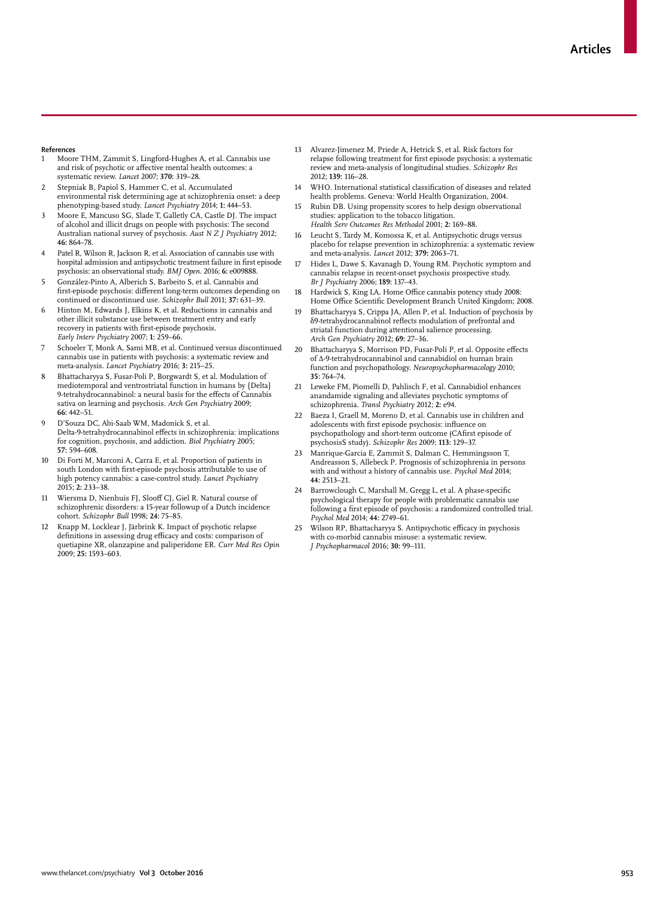## References

1. Moore THM, Zammit S, Lingford-Hughes A, et al. Cannabis use and risk of psychotic or affective mental health outcomes: a systematic review. *Lancet* 2007; **370:** 319–28.
2. Stepniak B, Papiol S, Hammer C, et al. Accumulated environmental risk determining age at schizophrenia onset: a deep phenotyping-based study. *Lancet Psychiatry* 2014; **1:** 444–53.
3. Moore E, Mancuso SG, Slade T, Galletly CA, Castle DJ. The impact of alcohol and illicit drugs on people with psychosis: The second Australian national survey of psychosis. *Aust N Z J Psychiatry* 2012; **46:** 864–78.
4. Patel R, Wilson R, Jackson R, et al. Association of cannabis use with hospital admission and antipsychotic treatment failure in first episode psychosis: an observational study. *BMJ Open*. 2016; **6:** e009888.
5. González-Pinto A, Alberich S, Barbeito S, et al. Cannabis and first-episode psychosis: different long-term outcomes depending on continued or discontinued use. *Schizophr Bull* 2011; **37:** 631–39.
6. Hinton M, Edwards J, Elkins K, et al. Reductions in cannabis and other illicit substance use between treatment entry and early recovery in patients with first-episode psychosis. *Early Interv Psychiatry* 2007; **1:** 259–66.
7. Schoeler T, Monk A, Sami MB, et al. Continued versus discontinued cannabis use in patients with psychosis: a systematic review and meta-analysis. *Lancet Psychiatry* 2016; **3:** 215–25.
8. Bhattacharyya S, Fusar-Poli P, Borgwardt S, et al. Modulation of mediotemporal and ventrostriatal function in humans by {Delta} 9-tetrahydrocannabinol: a neural basis for the effects of Cannabis sativa on learning and psychosis. *Arch Gen Psychiatry* 2009; **66:** 442–51.
9. D'Souza DC, Abi-Saab WM, Madonick S, et al. Delta-9-tetrahydrocannabinol effects in schizophrenia: implications for cognition, psychosis, and addiction. *Biol Psychiatry* 2005; **57:** 594–608.
10. Di Forti M, Marconi A, Carra E, et al. Proportion of patients in south London with first-episode psychosis attributable to use of high potency cannabis: a case-control study. *Lancet Psychiatry* 2015; **2:** 233–38.
11. Wiersma D, Nienhuis FJ, Slooff CJ, Giel R. Natural course of schizophrenic disorders: a 15-year followup of a Dutch incidence cohort. *Schizophr Bull* 1998; **24:** 75–85.
12. Knapp M, Locklear J, Järbrink K. Impact of psychotic relapse definitions in assessing drug efficacy and costs: comparison of quetiapine XR, olanzapine and paliperidone ER. *Curr Med Res Opin* 2009; **25:** 1593–603.
13. Alvarez-Jimenez M, Priede A, Hetrick S, et al. Risk factors for relapse following treatment for first episode psychosis: a systematic review and meta-analysis of longitudinal studies. *Schizophr Res* 2012; **139:** 116–28.
14. WHO. International statistical classification of diseases and related health problems. Geneva: World Health Organization, 2004.
15. Rubin DB. Using propensity scores to help design observational studies: application to the tobacco litigation. *Health Serv Outcomes Res Methodol* 2001; **2:** 169–88.
16. Leucht S, Tardy M, Komossa K, et al. Antipsychotic drugs versus placebo for relapse prevention in schizophrenia: a systematic review and meta-analysis. *Lancet* 2012; **379:** 2063–71.
17. Hides L, Dawe S, Kavanagh D, Young RM. Psychotic symptom and cannabis relapse in recent-onset psychosis prospective study. *Br J Psychiatry* 2006; **189:** 137–43.
18. Hardwick S, King LA. Home Office cannabis potency study 2008: Home Office Scientific Development Branch United Kingdom; 2008.
19. Bhattacharyya S, Crippa JA, Allen P, et al. Induction of psychosis by δ9-tetrahydrocannabinol reflects modulation of prefrontal and striatal function during attentional salience processing. *Arch Gen Psychiatry* 2012; **69:** 27–36.
20. Bhattacharyya S, Morrison PD, Fusar-Poli P, et al. Opposite effects of Δ-9-tetrahydrocannabinol and cannabidiol on human brain function and psychopathology. *Neuropsychopharmacology* 2010; **35:** 764–74.
21. Leweke FM, Piomelli D, Pahlisch F, et al. Cannabidiol enhances anandamide signaling and alleviates psychotic symptoms of schizophrenia. *Transl Psychiatry* 2012; **2:** e94.
22. Baeza I, Graell M, Moreno D, et al. Cannabis use in children and adolescents with first episode psychosis: influence on psychopathology and short-term outcome (CAfirst episode of psychosisS study). *Schizophr Res* 2009; **113:** 129–37.
23. Manrique-Garcia E, Zammit S, Dalman C, Hemmingsson T, Andreasson S, Allebeck P. Prognosis of schizophrenia in persons with and without a history of cannabis use. *Psychol Med* 2014; **44:** 2513–21.
24. Barrowclough C, Marshall M, Gregg L, et al. A phase-specific psychological therapy for people with problematic cannabis use following a first episode of psychosis: a randomized controlled trial. *Psychol Med* 2014; **44:** 2749–61.
25. Wilson RP, Bhattacharyya S. Antipsychotic efficacy in psychosis with co-morbid cannabis misuse: a systematic review. *J Psychopharmacol* 2016; **30:** 99–111.